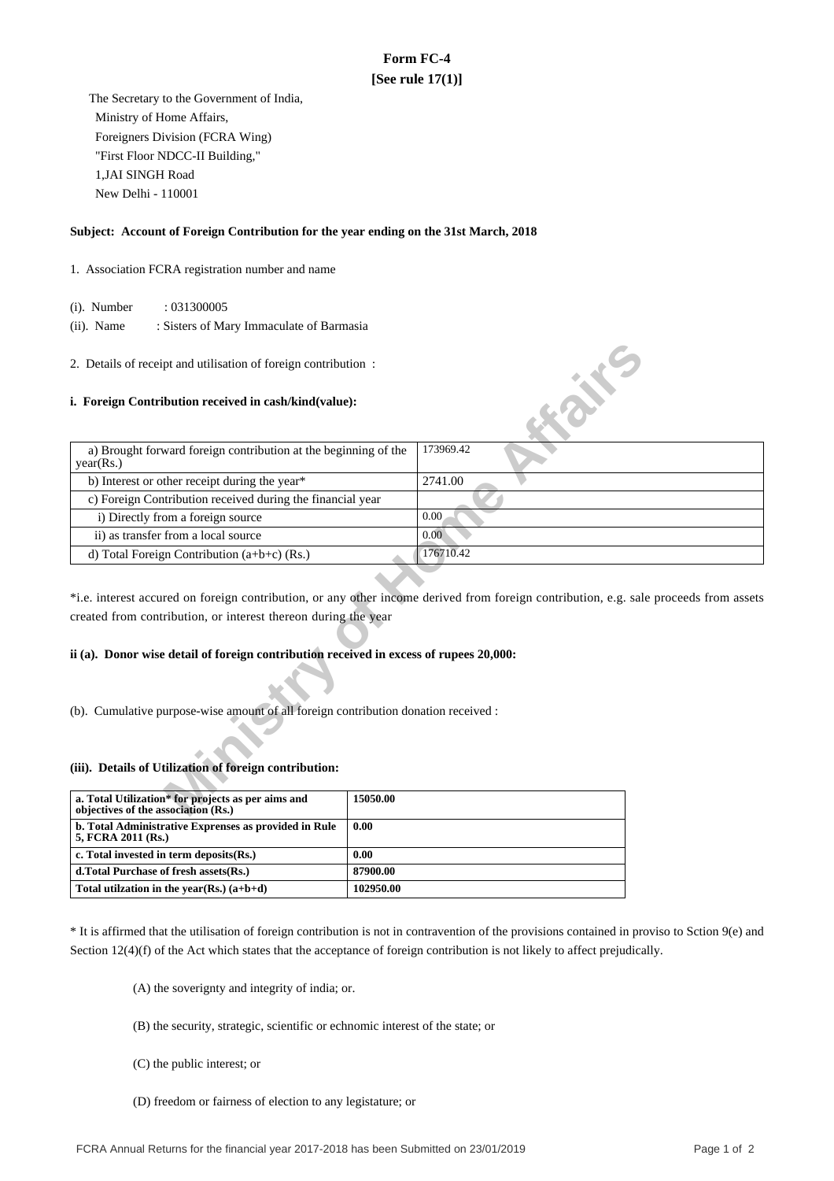# Form FC-4

**[See rule 17(1)]**

The Secretary to the Government of India,
Ministry of Home Affairs,
Foreigners Division (FCRA Wing)
"First Floor NDCC-II Building,"
1,JAI SINGH Road
New Delhi - 110001

**Subject: Account of Foreign Contribution for the year ending on the 31st March, 2018**

1. Association FCRA registration number and name

(i). Number : 031300005

(ii). Name : Sisters of Mary Immaculate of Barmasia

2. Details of receipt and utilisation of foreign contribution :

**i. Foreign Contribution received in cash/kind(value):**

| | |
|---|---|
| a) Brought forward foreign contribution at the beginning of the year(Rs.) | 173969.42 |
| b) Interest or other receipt during the year* | 2741.00 |
| c) Foreign Contribution received during the financial year | |
| i) Directly from a foreign source | 0.00 |
| ii) as transfer from a local source | 0.00 |
| d) Total Foreign Contribution (a+b+c) (Rs.) | 176710.42 |

*i.e. interest accured on foreign contribution, or any other income derived from foreign contribution, e.g. sale proceeds from assets created from contribution, or interest thereon during the year

**ii (a). Donor wise detail of foreign contribution received in excess of rupees 20,000:**

(b). Cumulative purpose-wise amount of all foreign contribution donation received :

**(iii). Details of Utilization of foreign contribution:**

| | |
|---|---|
| **a. Total Utilization* for projects as per aims and objectives of the association (Rs.)** | **15050.00** |
| **b. Total Administrative Exprenses as provided in Rule 5, FCRA 2011 (Rs.)** | **0.00** |
| **c. Total invested in term deposits(Rs.)** | **0.00** |
| **d.Total Purchase of fresh assets(Rs.)** | **87900.00** |
| **Total utilzation in the year(Rs.) (a+b+d)** | **102950.00** |

* It is affirmed that the utilisation of foreign contribution is not in contravention of the provisions contained in proviso to Sction 9(e) and Section 12(4)(f) of the Act which states that the acceptance of foreign contribution is not likely to affect prejudically.

(A) the soverignty and integrity of india; or.

(B) the security, strategic, scientific or echnomic interest of the state; or

(C) the public interest; or

(D) freedom or fairness of election to any legistature; or

FCRA Annual Returns for the financial year 2017-2018 has been Submitted on 23/01/2019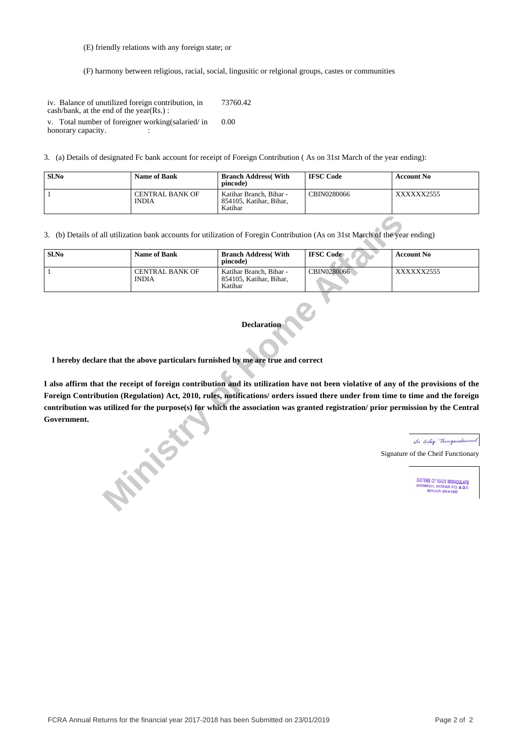(E) friendly relations with any foreign state; or

(F) harmony between religious, racial, social, lingusitic or relgional groups, castes or communities

| | |
|---|---|
| iv. Balance of unutilized foreign contribution, in cash/bank, at the end of the year(Rs.) : | 73760.42 |
| v. Total number of foreigner working(salaried/ in honorary capacity. : | 0.00 |

3. (a) Details of designated Fc bank account for receipt of Foreign Contribution ( As on 31st March of the year ending):

| Sl.No | Name of Bank | Branch Address( With pincode) | IFSC Code | Account No |
|---|---|---|---|---|
| 1 | CENTRAL BANK OF INDIA | Katihar Branch, Bihar - 854105, Katihar, Bihar, Katihar | CBIN0280066 | XXXXXX2555 |

3. (b) Details of all utilization bank accounts for utilization of Foregin Contribution (As on 31st March of the year ending)

| Sl.No | Name of Bank | Branch Address( With pincode) | IFSC Code | Account No |
|---|---|---|---|---|
| 1 | CENTRAL BANK OF INDIA | Katihar Branch, Bihar - 854105, Katihar, Bihar, Katihar | CBIN0280066 | XXXXXX2555 |

**Declaration**

**I hereby declare that the above particulars furnished by me are true and correct**

**I also affirm that the receipt of foreign contribution and its utilization have not been violative of any of the provisions of the Foreign Contribution (Regulation) Act, 2010, rules, notifications/ orders issued there under from time to time and the foreign contribution was utilized for the purpose(s) for which the association was granted registration/ prior permission by the Central Government.**

Sr. Betsy Thengumkunnel

Signature of the Cheif Functionary

SISTERS OF MARY IMMACULATE
BARMASIA, KATIHAR P.O. & D.T.
BIHAR-854105

FCRA Annual Returns for the financial year 2017-2018 has been Submitted on 23/01/2019